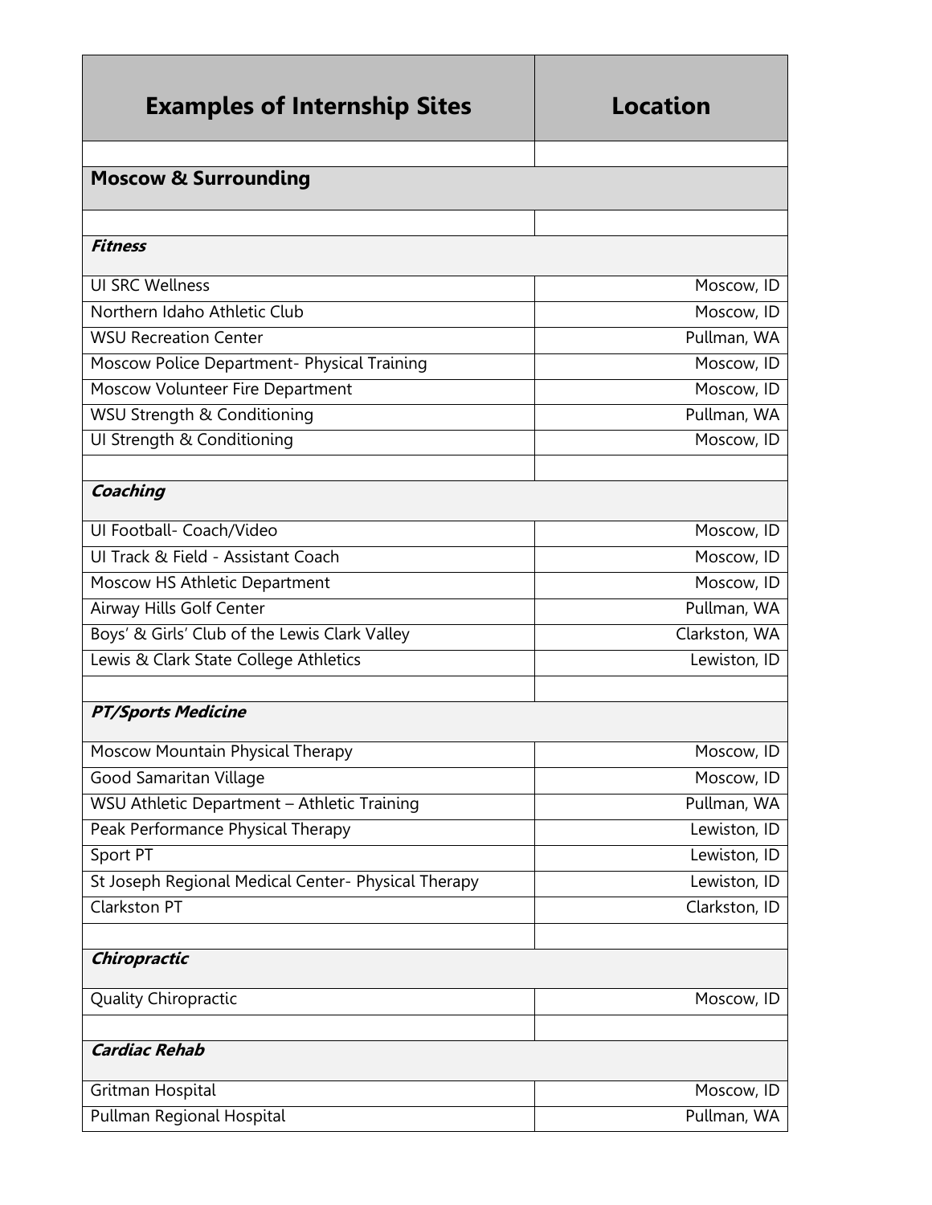| Examples of Internship Sites | Location |
|---|---|
| | |
| **Moscow & Surrounding** | |
| | |
| ***Fitness*** | |
| UI SRC Wellness | Moscow, ID |
| Northern Idaho Athletic Club | Moscow, ID |
| WSU Recreation Center | Pullman, WA |
| Moscow Police Department- Physical Training | Moscow, ID |
| Moscow Volunteer Fire Department | Moscow, ID |
| WSU Strength & Conditioning | Pullman, WA |
| UI Strength & Conditioning | Moscow, ID |
| | |
| ***Coaching*** | |
| UI Football- Coach/Video | Moscow, ID |
| UI Track & Field - Assistant Coach | Moscow, ID |
| Moscow HS Athletic Department | Moscow, ID |
| Airway Hills Golf Center | Pullman, WA |
| Boys' & Girls' Club of the Lewis Clark Valley | Clarkston, WA |
| Lewis & Clark State College Athletics | Lewiston, ID |
| | |
| ***PT/Sports Medicine*** | |
| Moscow Mountain Physical Therapy | Moscow, ID |
| Good Samaritan Village | Moscow, ID |
| WSU Athletic Department – Athletic Training | Pullman, WA |
| Peak Performance Physical Therapy | Lewiston, ID |
| Sport PT | Lewiston, ID |
| St Joseph Regional Medical Center- Physical Therapy | Lewiston, ID |
| Clarkston PT | Clarkston, ID |
| | |
| ***Chiropractic*** | |
| Quality Chiropractic | Moscow, ID |
| | |
| ***Cardiac Rehab*** | |
| Gritman Hospital | Moscow, ID |
| Pullman Regional Hospital | Pullman, WA |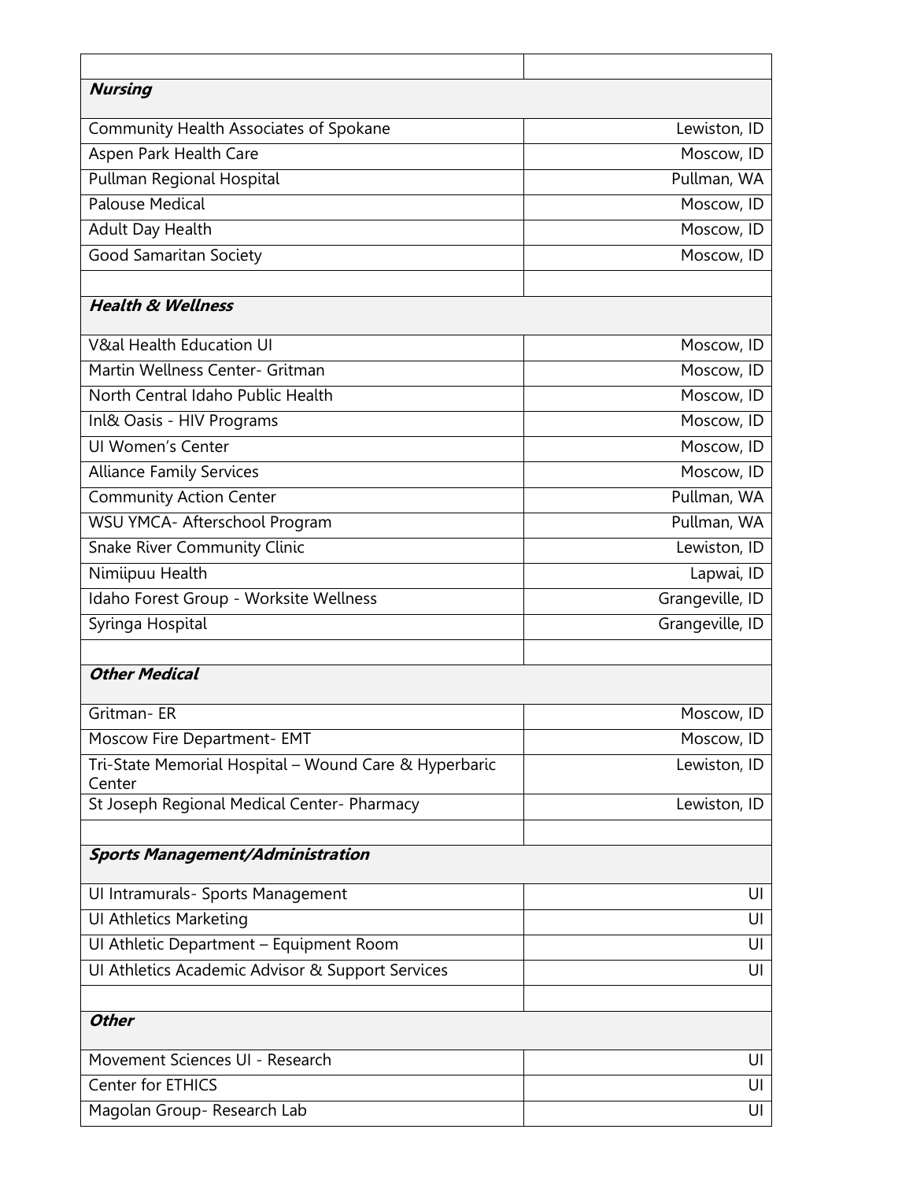| | |
|---|---|
| ***Nursing*** | |
| Community Health Associates of Spokane | Lewiston, ID |
| Aspen Park Health Care | Moscow, ID |
| Pullman Regional Hospital | Pullman, WA |
| Palouse Medical | Moscow, ID |
| Adult Day Health | Moscow, ID |
| Good Samaritan Society | Moscow, ID |
| | |
| ***Health & Wellness*** | |
| V&al Health Education UI | Moscow, ID |
| Martin Wellness Center- Gritman | Moscow, ID |
| North Central Idaho Public Health | Moscow, ID |
| Inl& Oasis - HIV Programs | Moscow, ID |
| UI Women's Center | Moscow, ID |
| Alliance Family Services | Moscow, ID |
| Community Action Center | Pullman, WA |
| WSU YMCA- Afterschool Program | Pullman, WA |
| Snake River Community Clinic | Lewiston, ID |
| Nimiipuu Health | Lapwai, ID |
| Idaho Forest Group - Worksite Wellness | Grangeville, ID |
| Syringa Hospital | Grangeville, ID |
| | |
| ***Other Medical*** | |
| Gritman- ER | Moscow, ID |
| Moscow Fire Department- EMT | Moscow, ID |
| Tri-State Memorial Hospital – Wound Care & Hyperbaric Center | Lewiston, ID |
| St Joseph Regional Medical Center- Pharmacy | Lewiston, ID |
| | |
| ***Sports Management/Administration*** | |
| UI Intramurals- Sports Management | UI |
| UI Athletics Marketing | UI |
| UI Athletic Department – Equipment Room | UI |
| UI Athletics Academic Advisor & Support Services | UI |
| | |
| ***Other*** | |
| Movement Sciences UI - Research | UI |
| Center for ETHICS | UI |
| Magolan Group- Research Lab | UI |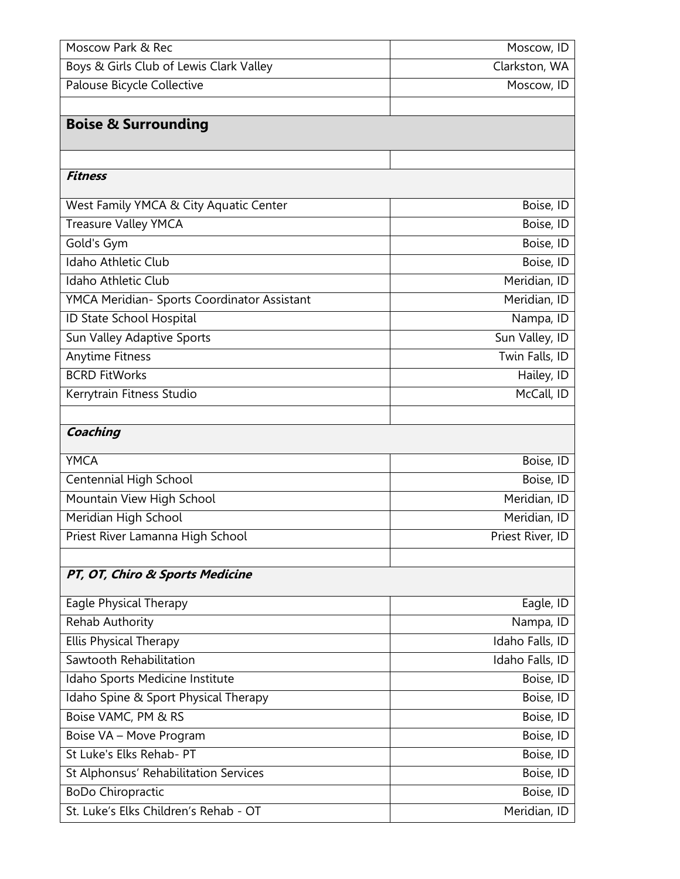| | |
|---|---|
| Moscow Park & Rec | Moscow, ID |
| Boys & Girls Club of Lewis Clark Valley | Clarkston, WA |
| Palouse Bicycle Collective | Moscow, ID |
| | |
| **Boise & Surrounding** | |
| | |
| ***Fitness*** | |
| West Family YMCA & City Aquatic Center | Boise, ID |
| Treasure Valley YMCA | Boise, ID |
| Gold's Gym | Boise, ID |
| Idaho Athletic Club | Boise, ID |
| Idaho Athletic Club | Meridian, ID |
| YMCA Meridian- Sports Coordinator Assistant | Meridian, ID |
| ID State School Hospital | Nampa, ID |
| Sun Valley Adaptive Sports | Sun Valley, ID |
| Anytime Fitness | Twin Falls, ID |
| BCRD FitWorks | Hailey, ID |
| Kerrytrain Fitness Studio | McCall, ID |
| | |
| ***Coaching*** | |
| YMCA | Boise, ID |
| Centennial High School | Boise, ID |
| Mountain View High School | Meridian, ID |
| Meridian High School | Meridian, ID |
| Priest River Lamanna High School | Priest River, ID |
| | |
| ***PT, OT, Chiro & Sports Medicine*** | |
| Eagle Physical Therapy | Eagle, ID |
| Rehab Authority | Nampa, ID |
| Ellis Physical Therapy | Idaho Falls, ID |
| Sawtooth Rehabilitation | Idaho Falls, ID |
| Idaho Sports Medicine Institute | Boise, ID |
| Idaho Spine & Sport Physical Therapy | Boise, ID |
| Boise VAMC, PM & RS | Boise, ID |
| Boise VA – Move Program | Boise, ID |
| St Luke's Elks Rehab- PT | Boise, ID |
| St Alphonsus' Rehabilitation Services | Boise, ID |
| BoDo Chiropractic | Boise, ID |
| St. Luke's Elks Children's Rehab - OT | Meridian, ID |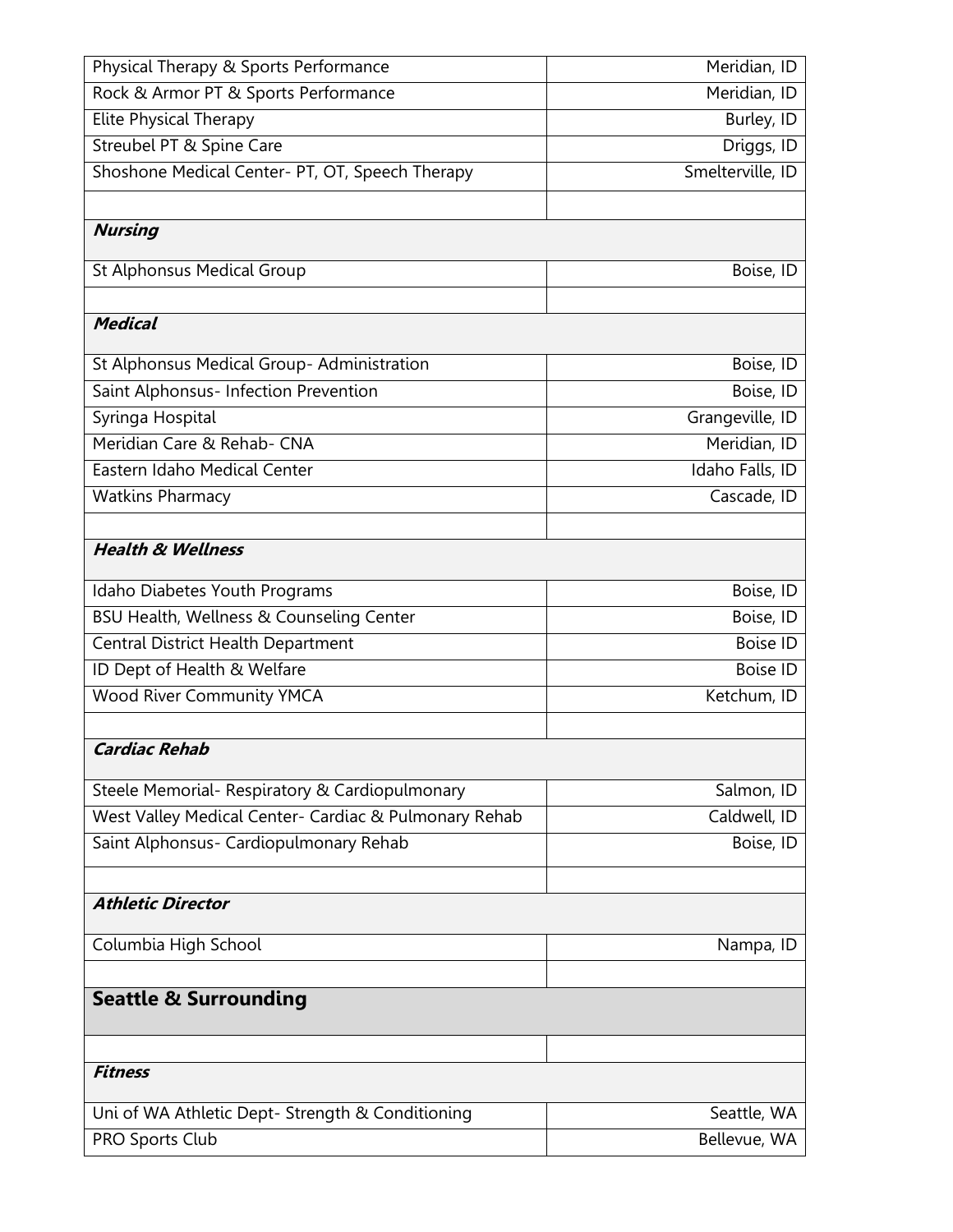| | |
|---|---|
| Physical Therapy & Sports Performance | Meridian, ID |
| Rock & Armor PT & Sports Performance | Meridian, ID |
| Elite Physical Therapy | Burley, ID |
| Streubel PT & Spine Care | Driggs, ID |
| Shoshone Medical Center- PT, OT, Speech Therapy | Smelterville, ID |
| | |
| ***Nursing*** | |
| St Alphonsus Medical Group | Boise, ID |
| | |
| ***Medical*** | |
| St Alphonsus Medical Group- Administration | Boise, ID |
| Saint Alphonsus- Infection Prevention | Boise, ID |
| Syringa Hospital | Grangeville, ID |
| Meridian Care & Rehab- CNA | Meridian, ID |
| Eastern Idaho Medical Center | Idaho Falls, ID |
| Watkins Pharmacy | Cascade, ID |
| | |
| ***Health & Wellness*** | |
| Idaho Diabetes Youth Programs | Boise, ID |
| BSU Health, Wellness & Counseling Center | Boise, ID |
| Central District Health Department | Boise ID |
| ID Dept of Health & Welfare | Boise ID |
| Wood River Community YMCA | Ketchum, ID |
| | |
| ***Cardiac Rehab*** | |
| Steele Memorial- Respiratory & Cardiopulmonary | Salmon, ID |
| West Valley Medical Center- Cardiac & Pulmonary Rehab | Caldwell, ID |
| Saint Alphonsus- Cardiopulmonary Rehab | Boise, ID |
| | |
| ***Athletic Director*** | |
| Columbia High School | Nampa, ID |
| | |
| **Seattle & Surrounding** | |
| | |
| ***Fitness*** | |
| Uni of WA Athletic Dept- Strength & Conditioning | Seattle, WA |
| PRO Sports Club | Bellevue, WA |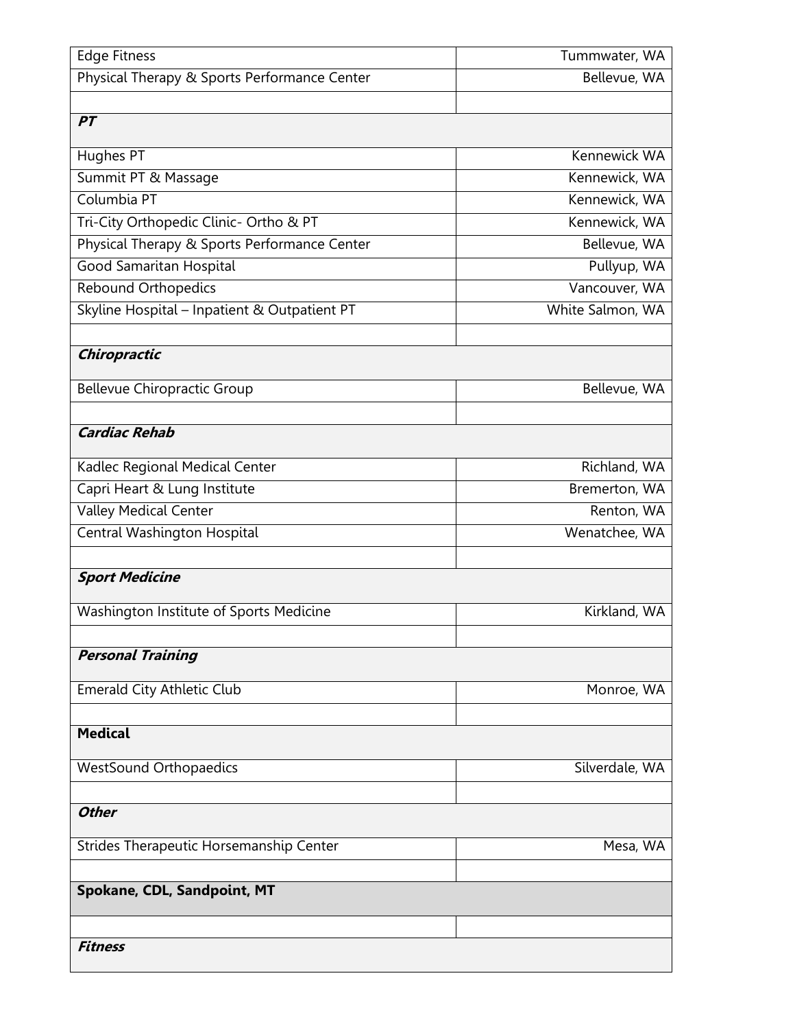| | |
|---|---|
| Edge Fitness | Tummwater, WA |
| Physical Therapy & Sports Performance Center | Bellevue, WA |
| | |
| ***PT*** | |
| Hughes PT | Kennewick WA |
| Summit PT & Massage | Kennewick, WA |
| Columbia PT | Kennewick, WA |
| Tri-City Orthopedic Clinic- Ortho & PT | Kennewick, WA |
| Physical Therapy & Sports Performance Center | Bellevue, WA |
| Good Samaritan Hospital | Pullyup, WA |
| Rebound Orthopedics | Vancouver, WA |
| Skyline Hospital – Inpatient & Outpatient PT | White Salmon, WA |
| | |
| ***Chiropractic*** | |
| Bellevue Chiropractic Group | Bellevue, WA |
| | |
| ***Cardiac Rehab*** | |
| Kadlec Regional Medical Center | Richland, WA |
| Capri Heart & Lung Institute | Bremerton, WA |
| Valley Medical Center | Renton, WA |
| Central Washington Hospital | Wenatchee, WA |
| | |
| ***Sport Medicine*** | |
| Washington Institute of Sports Medicine | Kirkland, WA |
| | |
| ***Personal Training*** | |
| Emerald City Athletic Club | Monroe, WA |
| | |
| **Medical** | |
| WestSound Orthopaedics | Silverdale, WA |
| | |
| ***Other*** | |
| Strides Therapeutic Horsemanship Center | Mesa, WA |
| | |
| **Spokane, CDL, Sandpoint, MT** | |
| | |
| ***Fitness*** | |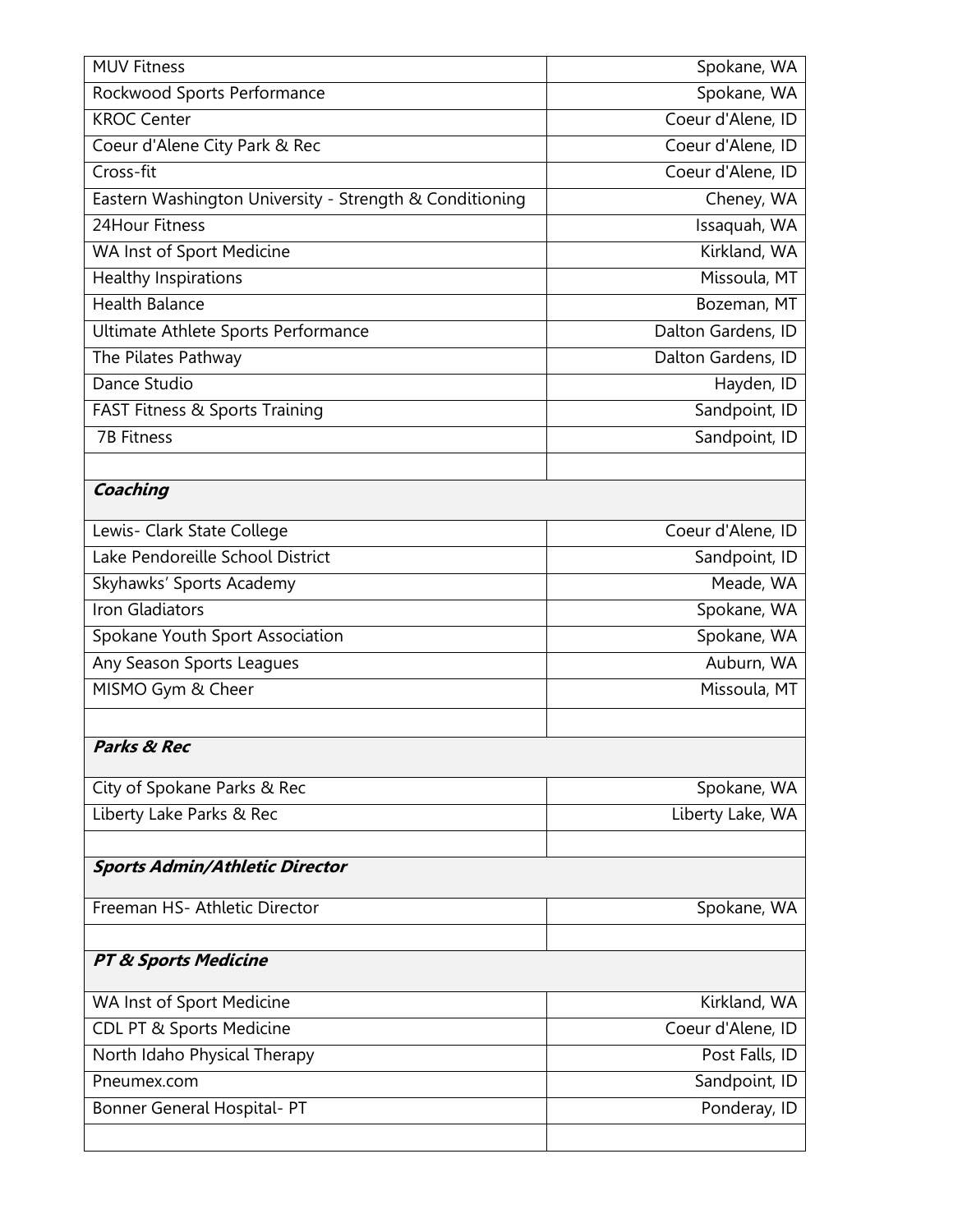| | |
|---|---|
| MUV Fitness | Spokane, WA |
| Rockwood Sports Performance | Spokane, WA |
| KROC Center | Coeur d'Alene, ID |
| Coeur d'Alene City Park & Rec | Coeur d'Alene, ID |
| Cross-fit | Coeur d'Alene, ID |
| Eastern Washington University - Strength & Conditioning | Cheney, WA |
| 24Hour Fitness | Issaquah, WA |
| WA Inst of Sport Medicine | Kirkland, WA |
| Healthy Inspirations | Missoula, MT |
| Health Balance | Bozeman, MT |
| Ultimate Athlete Sports Performance | Dalton Gardens, ID |
| The Pilates Pathway | Dalton Gardens, ID |
| Dance Studio | Hayden, ID |
| FAST Fitness & Sports Training | Sandpoint, ID |
| 7B Fitness | Sandpoint, ID |
| | |
| ***Coaching*** | |
| Lewis- Clark State College | Coeur d'Alene, ID |
| Lake Pendoreille School District | Sandpoint, ID |
| Skyhawks' Sports Academy | Meade, WA |
| Iron Gladiators | Spokane, WA |
| Spokane Youth Sport Association | Spokane, WA |
| Any Season Sports Leagues | Auburn, WA |
| MISMO Gym & Cheer | Missoula, MT |
| | |
| ***Parks & Rec*** | |
| City of Spokane Parks & Rec | Spokane, WA |
| Liberty Lake Parks & Rec | Liberty Lake, WA |
| | |
| ***Sports Admin/Athletic Director*** | |
| Freeman HS- Athletic Director | Spokane, WA |
| | |
| ***PT & Sports Medicine*** | |
| WA Inst of Sport Medicine | Kirkland, WA |
| CDL PT & Sports Medicine | Coeur d'Alene, ID |
| North Idaho Physical Therapy | Post Falls, ID |
| Pneumex.com | Sandpoint, ID |
| Bonner General Hospital- PT | Ponderay, ID |
| | |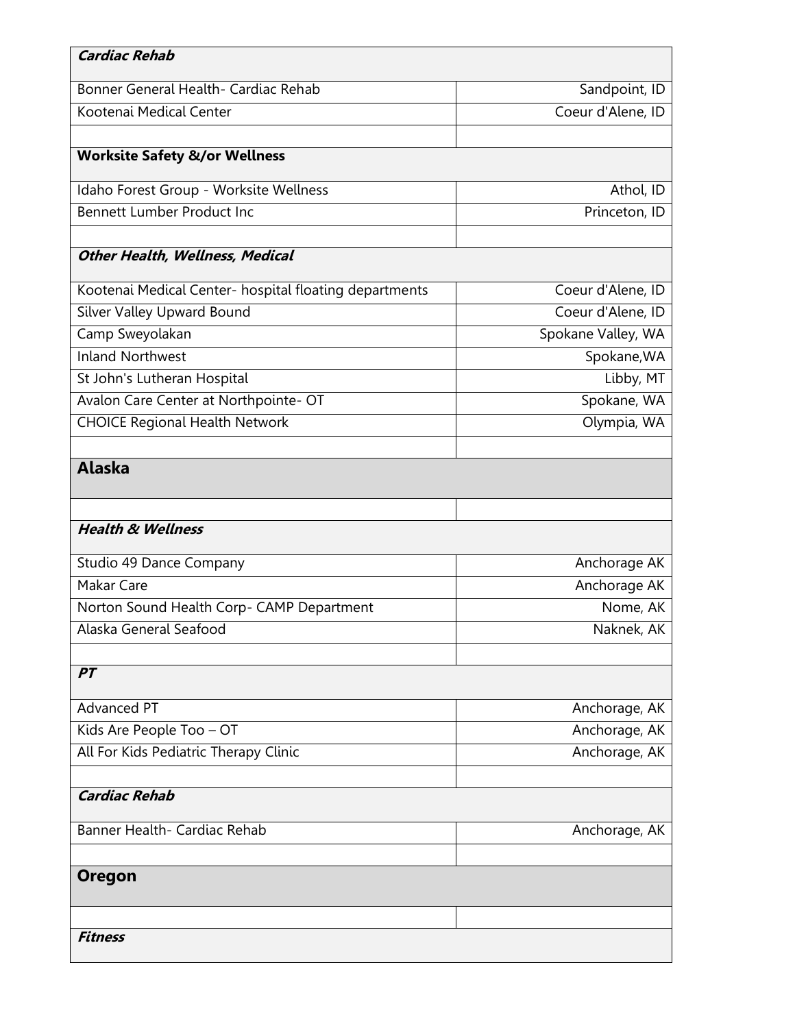| ***Cardiac Rehab*** | |
|---|---|
| Bonner General Health- Cardiac Rehab | Sandpoint, ID |
| Kootenai Medical Center | Coeur d'Alene, ID |
| | |
| **Worksite Safety &/or Wellness** | |
| Idaho Forest Group - Worksite Wellness | Athol, ID |
| Bennett Lumber Product Inc | Princeton, ID |
| | |
| ***Other Health, Wellness, Medical*** | |
| Kootenai Medical Center- hospital floating departments | Coeur d'Alene, ID |
| Silver Valley Upward Bound | Coeur d'Alene, ID |
| Camp Sweyolakan | Spokane Valley, WA |
| Inland Northwest | Spokane,WA |
| St John's Lutheran Hospital | Libby, MT |
| Avalon Care Center at Northpointe- OT | Spokane, WA |
| CHOICE Regional Health Network | Olympia, WA |
| | |
| **Alaska** | |
| | |
| ***Health & Wellness*** | |
| Studio 49 Dance Company | Anchorage AK |
| Makar Care | Anchorage AK |
| Norton Sound Health Corp- CAMP Department | Nome, AK |
| Alaska General Seafood | Naknek, AK |
| | |
| ***PT*** | |
| Advanced PT | Anchorage, AK |
| Kids Are People Too – OT | Anchorage, AK |
| All For Kids Pediatric Therapy Clinic | Anchorage, AK |
| | |
| ***Cardiac Rehab*** | |
| Banner Health- Cardiac Rehab | Anchorage, AK |
| | |
| **Oregon** | |
| | |
| ***Fitness*** | |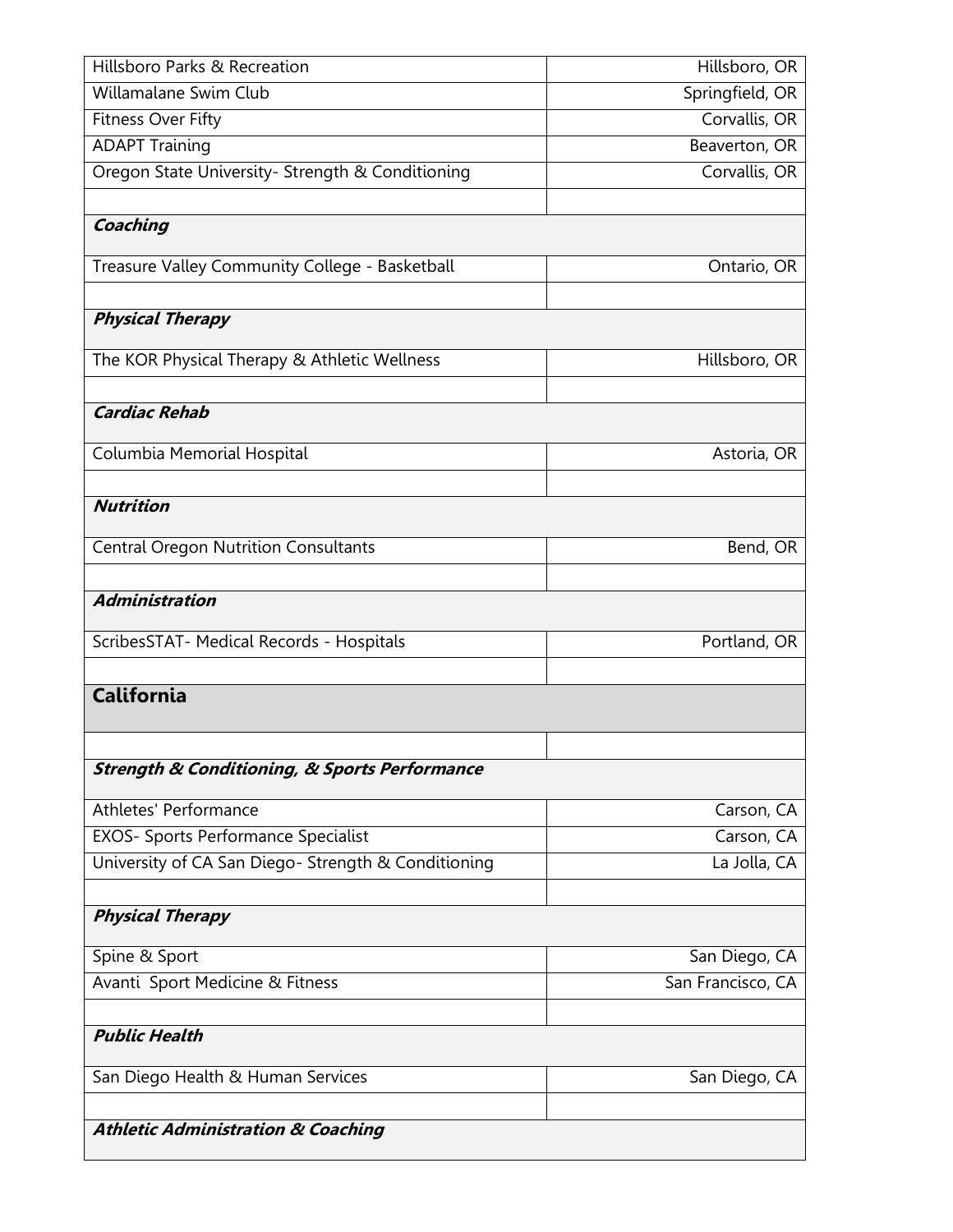| | |
|---|---|
| Hillsboro Parks & Recreation | Hillsboro, OR |
| Willamalane Swim Club | Springfield, OR |
| Fitness Over Fifty | Corvallis, OR |
| ADAPT Training | Beaverton, OR |
| Oregon State University- Strength & Conditioning | Corvallis, OR |
| | |
| ***Coaching*** | |
| Treasure Valley Community College - Basketball | Ontario, OR |
| | |
| ***Physical Therapy*** | |
| The KOR Physical Therapy & Athletic Wellness | Hillsboro, OR |
| | |
| ***Cardiac Rehab*** | |
| Columbia Memorial Hospital | Astoria, OR |
| | |
| ***Nutrition*** | |
| Central Oregon Nutrition Consultants | Bend, OR |
| | |
| ***Administration*** | |
| ScribesSTAT- Medical Records - Hospitals | Portland, OR |
| | |
| **California** | |
| | |
| ***Strength & Conditioning, & Sports Performance*** | |
| Athletes' Performance | Carson, CA |
| EXOS- Sports Performance Specialist | Carson, CA |
| University of CA San Diego- Strength & Conditioning | La Jolla, CA |
| | |
| ***Physical Therapy*** | |
| Spine & Sport | San Diego, CA |
| Avanti Sport Medicine & Fitness | San Francisco, CA |
| | |
| ***Public Health*** | |
| San Diego Health & Human Services | San Diego, CA |
| | |
| ***Athletic Administration & Coaching*** | |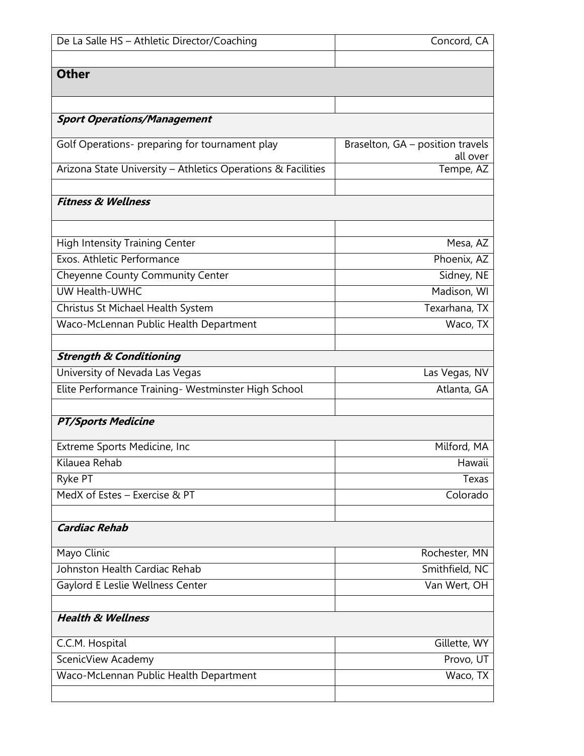| De La Salle HS – Athletic Director/Coaching | Concord, CA |
|---|---|
| | |
| **Other** | |
| | |
| ***Sport Operations/Management*** | |
| Golf Operations- preparing for tournament play | Braselton, GA – position travels all over |
| Arizona State University – Athletics Operations & Facilities | Tempe, AZ |
| | |
| ***Fitness & Wellness*** | |
| | |
| High Intensity Training Center | Mesa, AZ |
| Exos. Athletic Performance | Phoenix, AZ |
| Cheyenne County Community Center | Sidney, NE |
| UW Health-UWHC | Madison, WI |
| Christus St Michael Health System | Texarhana, TX |
| Waco-McLennan Public Health Department | Waco, TX |
| | |
| ***Strength & Conditioning*** | |
| University of Nevada Las Vegas | Las Vegas, NV |
| Elite Performance Training- Westminster High School | Atlanta, GA |
| | |
| ***PT/Sports Medicine*** | |
| Extreme Sports Medicine, Inc | Milford, MA |
| Kilauea Rehab | Hawaii |
| Ryke PT | Texas |
| MedX of Estes – Exercise & PT | Colorado |
| | |
| ***Cardiac Rehab*** | |
| Mayo Clinic | Rochester, MN |
| Johnston Health Cardiac Rehab | Smithfield, NC |
| Gaylord E Leslie Wellness Center | Van Wert, OH |
| | |
| ***Health & Wellness*** | |
| C.C.M. Hospital | Gillette, WY |
| ScenicView Academy | Provo, UT |
| Waco-McLennan Public Health Department | Waco, TX |
| | |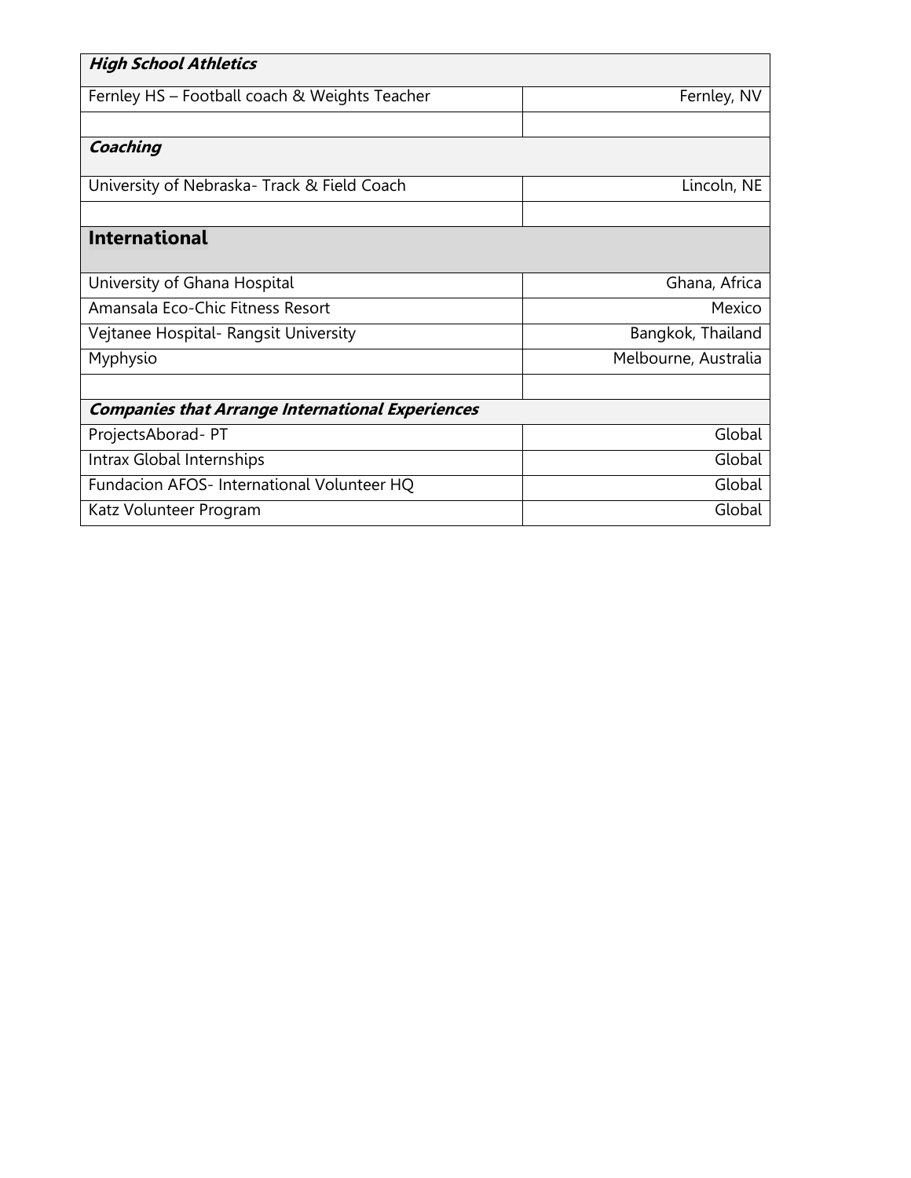| | |
|---|---|
| ***High School Athletics*** | |
| Fernley HS – Football coach & Weights Teacher | Fernley, NV |
| | |
| ***Coaching*** | |
| University of Nebraska- Track & Field Coach | Lincoln, NE |
| | |
| **International** | |
| University of Ghana Hospital | Ghana, Africa |
| Amansala Eco-Chic Fitness Resort | Mexico |
| Vejtanee Hospital- Rangsit University | Bangkok, Thailand |
| Myphysio | Melbourne, Australia |
| | |
| ***Companies that Arrange International Experiences*** | |
| ProjectsAborad- PT | Global |
| Intrax Global Internships | Global |
| Fundacion AFOS- International Volunteer HQ | Global |
| Katz Volunteer Program | Global |